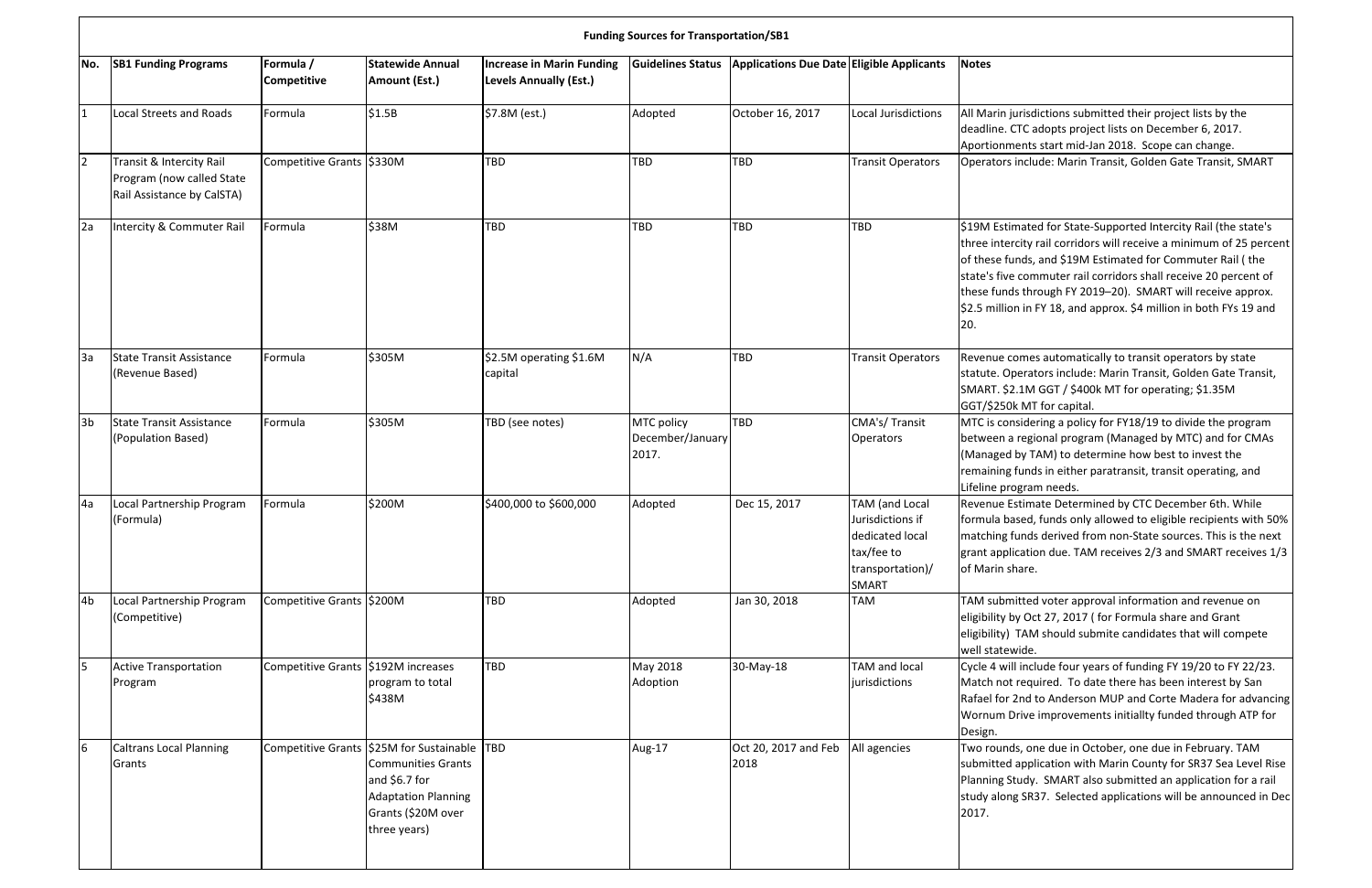# Funding Sources for Transportation/SB1

| No. | SB1 Funding Programs | Formula / Competitive | Statewide Annual Amount (Est.) | Increase in Marin Funding Levels Annually (Est.) | Guidelines Status | Applications Due Date | Eligible Applicants | Notes |
|---|---|---|---|---|---|---|---|---|
| 1 | Local Streets and Roads | Formula | $1.5B | $7.8M (est.) | Adopted | October 16, 2017 | Local Jurisdictions | All Marin jurisdictions submitted their project lists by the deadline. CTC adopts project lists on December 6, 2017. Aportionments start mid-Jan 2018. Scope can change. |
| 2 | Transit & Intercity Rail Program (now called State Rail Assistance by CalSTA) | Competitive Grants | $330M | TBD | TBD | TBD | Transit Operators | Operators include: Marin Transit, Golden Gate Transit, SMART |
| 2a | Intercity & Commuter Rail | Formula | $38M | TBD | TBD | TBD | TBD | $19M Estimated for State-Supported Intercity Rail (the state's three intercity rail corridors will receive a minimum of 25 percent of these funds, and $19M Estimated for Commuter Rail ( the state's five commuter rail corridors shall receive 20 percent of these funds through FY 2019–20). SMART will receive approx. $2.5 million in FY 18, and approx. $4 million in both FYs 19 and 20. |
| 3a | State Transit Assistance (Revenue Based) | Formula | $305M | $2.5M operating $1.6M capital | N/A | TBD | Transit Operators | Revenue comes automatically to transit operators by state statute. Operators include: Marin Transit, Golden Gate Transit, SMART. $2.1M GGT / $400k MT for operating; $1.35M GGT/$250k MT for capital. |
| 3b | State Transit Assistance (Population Based) | Formula | $305M | TBD (see notes) | MTC policy December/January 2017. | TBD | CMA's/ Transit Operators | MTC is considering a policy for FY18/19 to divide the program between a regional program (Managed by MTC) and for CMAs (Managed by TAM) to determine how best to invest the remaining funds in either paratransit, transit operating, and Lifeline program needs. |
| 4a | Local Partnership Program (Formula) | Formula | $200M | $400,000 to $600,000 | Adopted | Dec 15, 2017 | TAM (and Local Jurisdictions if dedicated local tax/fee to transportation)/ SMART | Revenue Estimate Determined by CTC December 6th. While formula based, funds only allowed to eligible recipients with 50% matching funds derived from non-State sources. This is the next grant application due. TAM receives 2/3 and SMART receives 1/3 of Marin share. |
| 4b | Local Partnership Program (Competitive) | Competitive Grants | $200M | TBD | Adopted | Jan 30, 2018 | TAM | TAM submitted voter approval information and revenue on eligibility by Oct 27, 2017 ( for Formula share and Grant eligibility) TAM should submite candidates that will compete well statewide. |
| 5 | Active Transportation Program | Competitive Grants | $192M increases program to total $438M | TBD | May 2018 Adoption | 30-May-18 | TAM and local jurisdictions | Cycle 4 will include four years of funding FY 19/20 to FY 22/23. Match not required. To date there has been interest by San Rafael for 2nd to Anderson MUP and Corte Madera for advancing Wornum Drive improvements initiallty funded through ATP for Design. |
| 6 | Caltrans Local Planning Grants | Competitive Grants | $25M for Sustainable Communities Grants and $6.7 for Adaptation Planning Grants ($20M over three years) | TBD | Aug-17 | Oct 20, 2017 and Feb 2018 | All agencies | Two rounds, one due in October, one due in February. TAM submitted application with Marin County for SR37 Sea Level Rise Planning Study. SMART also submitted an application for a rail study along SR37. Selected applications will be announced in Dec 2017. |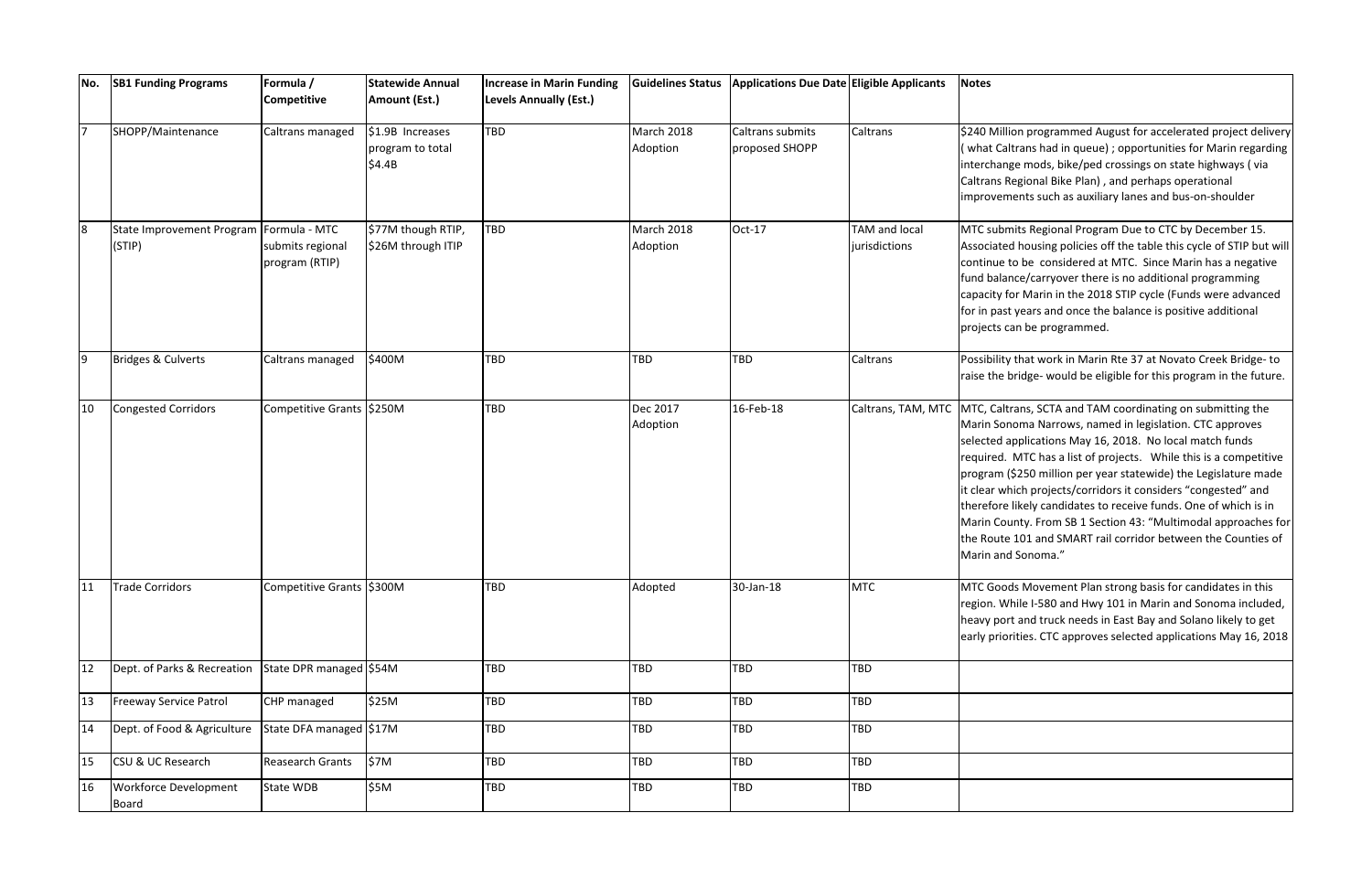| No. | SB1 Funding Programs | Formula / Competitive | Statewide Annual Amount (Est.) | Increase in Marin Funding Levels Annually (Est.) | Guidelines Status | Applications Due Date | Eligible Applicants | Notes |
|---|---|---|---|---|---|---|---|---|
| 7 | SHOPP/Maintenance | Caltrans managed | $1.9B Increases program to total $4.4B | TBD | March 2018 Adoption | Caltrans submits proposed SHOPP | Caltrans | $240 Million programmed August for accelerated project delivery ( what Caltrans had in queue) ; opportunities for Marin regarding interchange mods, bike/ped crossings on state highways ( via Caltrans Regional Bike Plan) , and perhaps operational improvements such as auxiliary lanes and bus-on-shoulder |
| 8 | State Improvement Program (STIP) | Formula - MTC submits regional program (RTIP) | $77M though RTIP, $26M through ITIP | TBD | March 2018 Adoption | Oct-17 | TAM and local jurisdictions | MTC submits Regional Program Due to CTC by December 15. Associated housing policies off the table this cycle of STIP but will continue to be considered at MTC. Since Marin has a negative fund balance/carryover there is no additional programming capacity for Marin in the 2018 STIP cycle (Funds were advanced for in past years and once the balance is positive additional projects can be programmed. |
| 9 | Bridges & Culverts | Caltrans managed | $400M | TBD | TBD | TBD | Caltrans | Possibility that work in Marin Rte 37 at Novato Creek Bridge- to raise the bridge- would be eligible for this program in the future. |
| 10 | Congested Corridors | Competitive Grants | $250M | TBD | Dec 2017 Adoption | 16-Feb-18 | Caltrans, TAM, MTC | MTC, Caltrans, SCTA and TAM coordinating on submitting the Marin Sonoma Narrows, named in legislation. CTC approves selected applications May 16, 2018. No local match funds required. MTC has a list of projects. While this is a competitive program ($250 million per year statewide) the Legislature made it clear which projects/corridors it considers "congested" and therefore likely candidates to receive funds. One of which is in Marin County. From SB 1 Section 43: "Multimodal approaches for the Route 101 and SMART rail corridor between the Counties of Marin and Sonoma." |
| 11 | Trade Corridors | Competitive Grants | $300M | TBD | Adopted | 30-Jan-18 | MTC | MTC Goods Movement Plan strong basis for candidates in this region. While I-580 and Hwy 101 in Marin and Sonoma included, heavy port and truck needs in East Bay and Solano likely to get early priorities. CTC approves selected applications May 16, 2018 |
| 12 | Dept. of Parks & Recreation | State DPR managed | $54M | TBD | TBD | TBD | TBD | |
| 13 | Freeway Service Patrol | CHP managed | $25M | TBD | TBD | TBD | TBD | |
| 14 | Dept. of Food & Agriculture | State DFA managed | $17M | TBD | TBD | TBD | TBD | |
| 15 | CSU & UC Research | Reasearch Grants | $7M | TBD | TBD | TBD | TBD | |
| 16 | Workforce Development Board | State WDB | $5M | TBD | TBD | TBD | TBD | |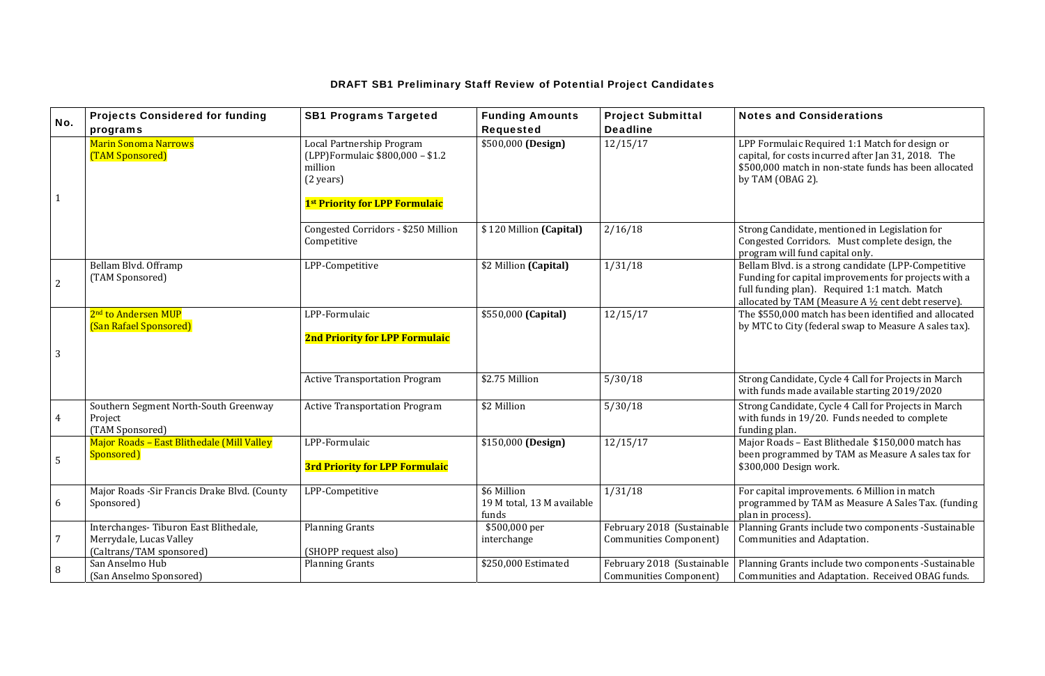**DRAFT SB1 Preliminary Staff Review of Potential Project Candidates**

| No. | Projects Considered for funding programs | SB1 Programs Targeted | Funding Amounts Requested | Project Submittal Deadline | Notes and Considerations |
|---|---|---|---|---|---|
| 1 | Marin Sonoma Narrows (TAM Sponsored) | Local Partnership Program (LPP)Formulaic $800,000 – $1.2 million (2 years) **1st Priority for LPP Formulaic** | $500,000 **(Design)** | 12/15/17 | LPP Formulaic Required 1:1 Match for design or capital, for costs incurred after Jan 31, 2018. The $500,000 match in non-state funds has been allocated by TAM (OBAG 2). |
| | | Congested Corridors - $250 Million Competitive | $120 Million **(Capital)** | 2/16/18 | Strong Candidate, mentioned in Legislation for Congested Corridors. Must complete design, the program will fund capital only. |
| 2 | Bellam Blvd. Offramp (TAM Sponsored) | LPP-Competitive | $2 Million **(Capital)** | 1/31/18 | Bellam Blvd. is a strong candidate (LPP-Competitive Funding for capital improvements for projects with a full funding plan). Required 1:1 match. Match allocated by TAM (Measure A ½ cent debt reserve). |
| 3 | 2nd to Andersen MUP (San Rafael Sponsored) | LPP-Formulaic **2nd Priority for LPP Formulaic** | $550,000 **(Capital)** | 12/15/17 | The $550,000 match has been identified and allocated by MTC to City (federal swap to Measure A sales tax). |
| | | Active Transportation Program | $2.75 Million | 5/30/18 | Strong Candidate, Cycle 4 Call for Projects in March with funds made available starting 2019/2020 |
| 4 | Southern Segment North-South Greenway Project (TAM Sponsored) | Active Transportation Program | $2 Million | 5/30/18 | Strong Candidate, Cycle 4 Call for Projects in March with funds in 19/20. Funds needed to complete funding plan. |
| 5 | Major Roads – East Blithedale (Mill Valley Sponsored) | LPP-Formulaic **3rd Priority for LPP Formulaic** | $150,000 **(Design)** | 12/15/17 | Major Roads – East Blithedale $150,000 match has been programmed by TAM as Measure A sales tax for $300,000 Design work. |
| 6 | Major Roads -Sir Francis Drake Blvd. (County Sponsored) | LPP-Competitive | $6 Million 19 M total, 13 M available funds | 1/31/18 | For capital improvements. 6 Million in match programmed by TAM as Measure A Sales Tax. (funding plan in process). |
| 7 | Interchanges- Tiburon East Blithedale, Merrydale, Lucas Valley (Caltrans/TAM sponsored) | Planning Grants (SHOPP request also) | $500,000 per interchange | February 2018 (Sustainable Communities Component) | Planning Grants include two components -Sustainable Communities and Adaptation. |
| 8 | San Anselmo Hub (San Anselmo Sponsored) | Planning Grants | $250,000 Estimated | February 2018 (Sustainable Communities Component) | Planning Grants include two components -Sustainable Communities and Adaptation. Received OBAG funds. |